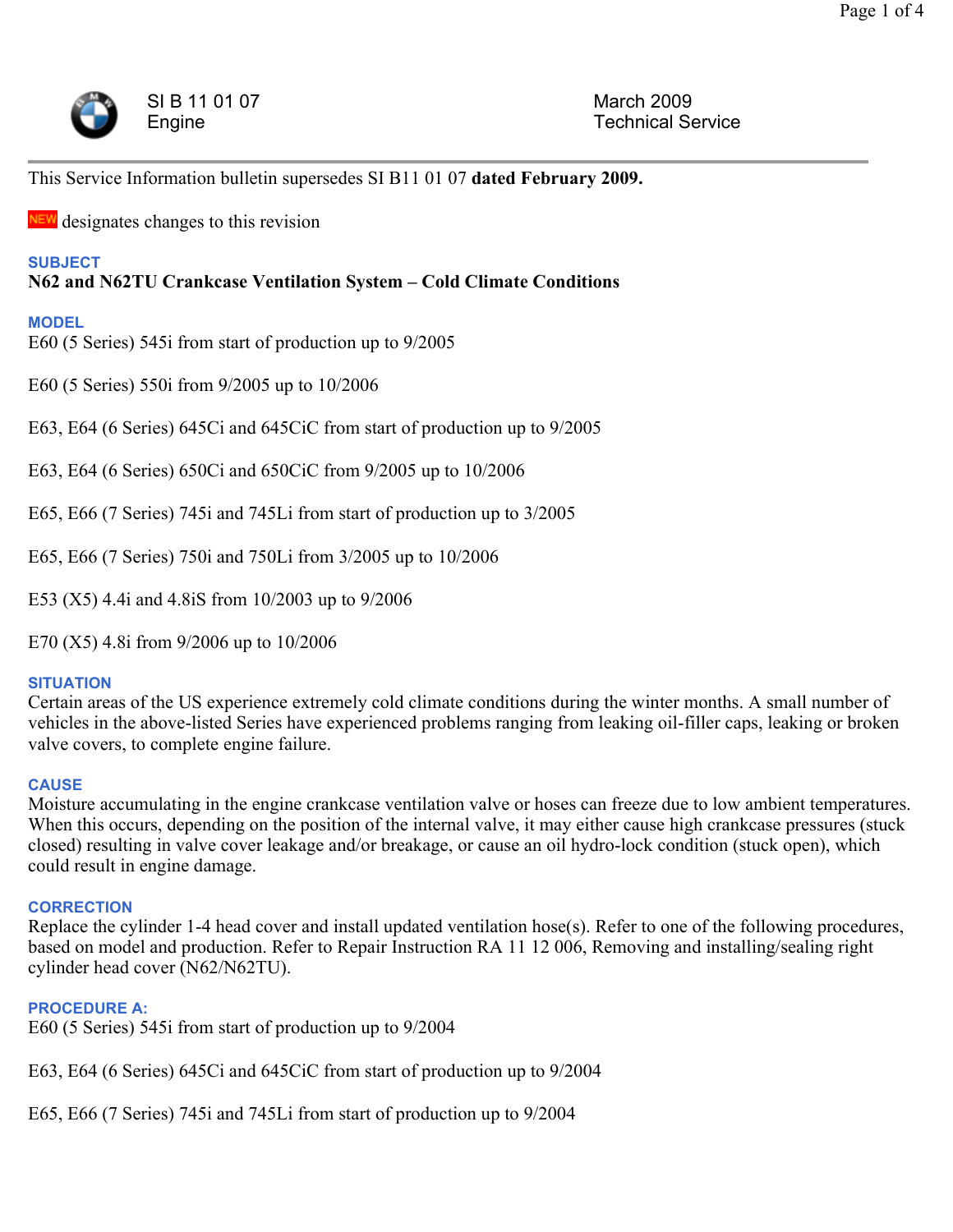SI B 11 01 07
Engine

March 2009
Technical Service

This Service Information bulletin supersedes SI B11 01 07 **dated February 2009.**

NEW designates changes to this revision

## SUBJECT

**N62 and N62TU Crankcase Ventilation System – Cold Climate Conditions**

## MODEL

E60 (5 Series) 545i from start of production up to 9/2005

E60 (5 Series) 550i from 9/2005 up to 10/2006

E63, E64 (6 Series) 645Ci and 645CiC from start of production up to 9/2005

E63, E64 (6 Series) 650Ci and 650CiC from 9/2005 up to 10/2006

E65, E66 (7 Series) 745i and 745Li from start of production up to 3/2005

E65, E66 (7 Series) 750i and 750Li from 3/2005 up to 10/2006

E53 (X5) 4.4i and 4.8iS from 10/2003 up to 9/2006

E70 (X5) 4.8i from 9/2006 up to 10/2006

## SITUATION

Certain areas of the US experience extremely cold climate conditions during the winter months. A small number of vehicles in the above-listed Series have experienced problems ranging from leaking oil-filler caps, leaking or broken valve covers, to complete engine failure.

## CAUSE

Moisture accumulating in the engine crankcase ventilation valve or hoses can freeze due to low ambient temperatures. When this occurs, depending on the position of the internal valve, it may either cause high crankcase pressures (stuck closed) resulting in valve cover leakage and/or breakage, or cause an oil hydro-lock condition (stuck open), which could result in engine damage.

## CORRECTION

Replace the cylinder 1-4 head cover and install updated ventilation hose(s). Refer to one of the following procedures, based on model and production. Refer to Repair Instruction RA 11 12 006, Removing and installing/sealing right cylinder head cover (N62/N62TU).

## PROCEDURE A:

E60 (5 Series) 545i from start of production up to 9/2004

E63, E64 (6 Series) 645Ci and 645CiC from start of production up to 9/2004

E65, E66 (7 Series) 745i and 745Li from start of production up to 9/2004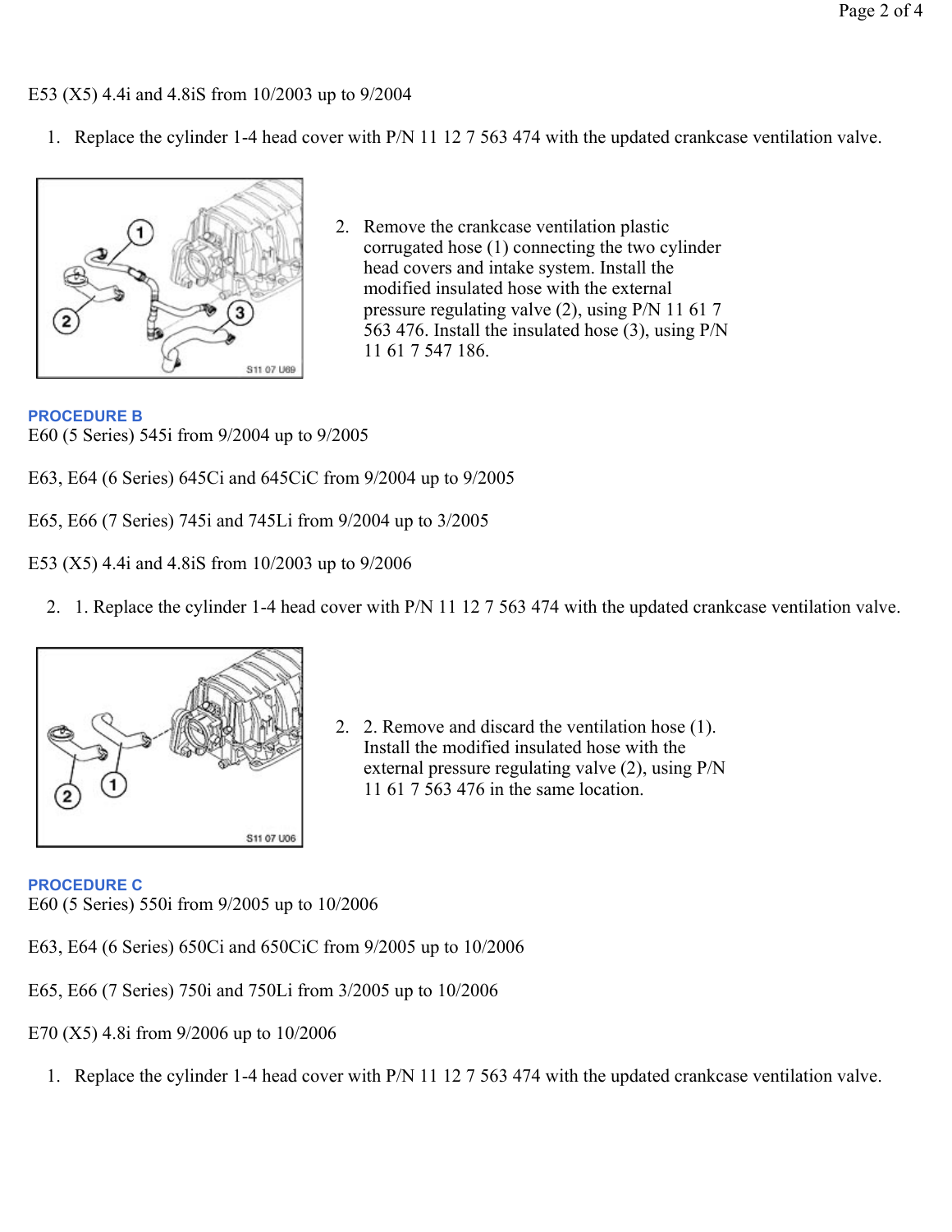E53 (X5) 4.4i and 4.8iS from 10/2003 up to 9/2004

1. Replace the cylinder 1-4 head cover with P/N 11 12 7 563 474 with the updated crankcase ventilation valve.

2. Remove the crankcase ventilation plastic corrugated hose (1) connecting the two cylinder head covers and intake system. Install the modified insulated hose with the external pressure regulating valve (2), using P/N 11 61 7 563 476. Install the insulated hose (3), using P/N 11 61 7 547 186.

**PROCEDURE B**

E60 (5 Series) 545i from 9/2004 up to 9/2005

E63, E64 (6 Series) 645Ci and 645CiC from 9/2004 up to 9/2005

E65, E66 (7 Series) 745i and 745Li from 9/2004 up to 3/2005

E53 (X5) 4.4i and 4.8iS from 10/2003 up to 9/2006

2. 1. Replace the cylinder 1-4 head cover with P/N 11 12 7 563 474 with the updated crankcase ventilation valve.

2. 2. Remove and discard the ventilation hose (1). Install the modified insulated hose with the external pressure regulating valve (2), using P/N 11 61 7 563 476 in the same location.

**PROCEDURE C**

E60 (5 Series) 550i from 9/2005 up to 10/2006

E63, E64 (6 Series) 650Ci and 650CiC from 9/2005 up to 10/2006

E65, E66 (7 Series) 750i and 750Li from 3/2005 up to 10/2006

E70 (X5) 4.8i from 9/2006 up to 10/2006

1. Replace the cylinder 1-4 head cover with P/N 11 12 7 563 474 with the updated crankcase ventilation valve.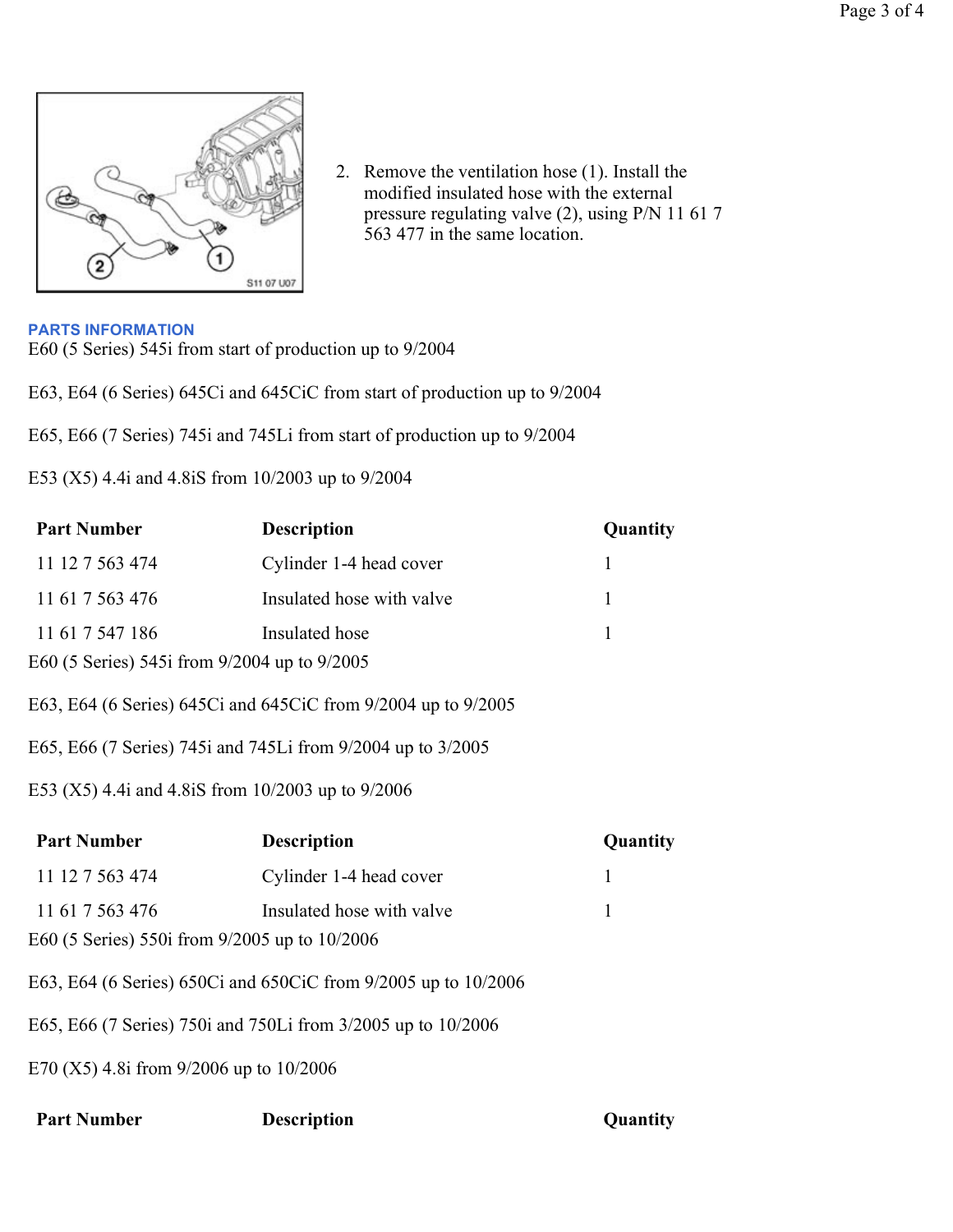2. Remove the ventilation hose (1). Install the modified insulated hose with the external pressure regulating valve (2), using P/N 11 61 7 563 477 in the same location.

## PARTS INFORMATION

E60 (5 Series) 545i from start of production up to 9/2004

E63, E64 (6 Series) 645Ci and 645CiC from start of production up to 9/2004

E65, E66 (7 Series) 745i and 745Li from start of production up to 9/2004

E53 (X5) 4.4i and 4.8iS from 10/2003 up to 9/2004

| Part Number | Description | Quantity |
| --- | --- | --- |
| 11 12 7 563 474 | Cylinder 1-4 head cover | 1 |
| 11 61 7 563 476 | Insulated hose with valve | 1 |
| 11 61 7 547 186 | Insulated hose | 1 |

E60 (5 Series) 545i from 9/2004 up to 9/2005

E63, E64 (6 Series) 645Ci and 645CiC from 9/2004 up to 9/2005

E65, E66 (7 Series) 745i and 745Li from 9/2004 up to 3/2005

E53 (X5) 4.4i and 4.8iS from 10/2003 up to 9/2006

| Part Number | Description | Quantity |
| --- | --- | --- |
| 11 12 7 563 474 | Cylinder 1-4 head cover | 1 |
| 11 61 7 563 476 | Insulated hose with valve | 1 |

E60 (5 Series) 550i from 9/2005 up to 10/2006

E63, E64 (6 Series) 650Ci and 650CiC from 9/2005 up to 10/2006

E65, E66 (7 Series) 750i and 750Li from 3/2005 up to 10/2006

E70 (X5) 4.8i from 9/2006 up to 10/2006

| Part Number | Description | Quantity |
| --- | --- | --- |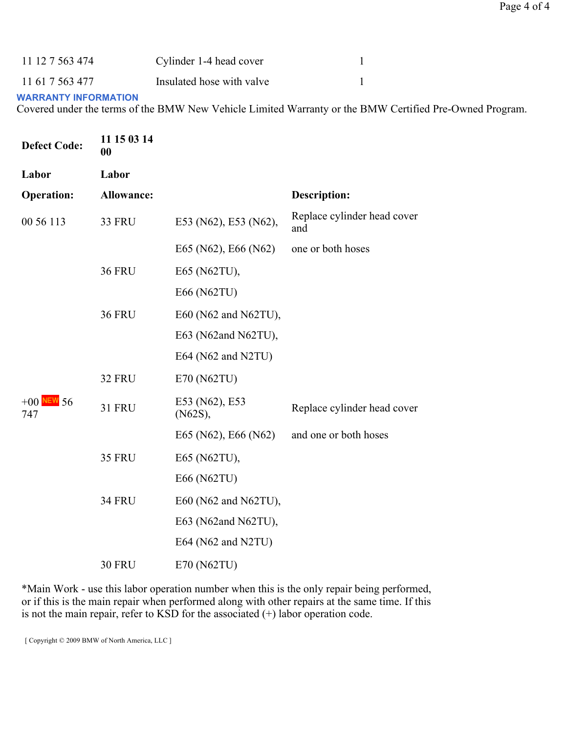| | | |
|---|---|---|
| 11 12 7 563 474 | Cylinder 1-4 head cover | 1 |
| 11 61 7 563 477 | Insulated hose with valve | 1 |

## WARRANTY INFORMATION

Covered under the terms of the BMW New Vehicle Limited Warranty or the BMW Certified Pre-Owned Program.

**Defect Code:** **11 15 03 14 00**

| **Labor Operation:** | **Labor Allowance:** | | **Description:** |
|---|---|---|---|
| 00 56 113 | 33 FRU | E53 (N62), E53 (N62), E65 (N62), E66 (N62) | Replace cylinder head cover and one or both hoses |
| | 36 FRU | E65 (N62TU), E66 (N62TU) | |
| | 36 FRU | E60 (N62 and N62TU), E63 (N62and N62TU), E64 (N62 and N2TU) | |
| | 32 FRU | E70 (N62TU) | |
| +00 NEW 56 747 | 31 FRU | E53 (N62), E53 (N62S), E65 (N62), E66 (N62) | Replace cylinder head cover and one or both hoses |
| | 35 FRU | E65 (N62TU), E66 (N62TU) | |
| | 34 FRU | E60 (N62 and N62TU), E63 (N62and N62TU), E64 (N62 and N2TU) | |
| | 30 FRU | E70 (N62TU) | |

*Main Work - use this labor operation number when this is the only repair being performed, or if this is the main repair when performed along with other repairs at the same time. If this is not the main repair, refer to KSD for the associated (+) labor operation code.

[ Copyright © 2009 BMW of North America, LLC ]